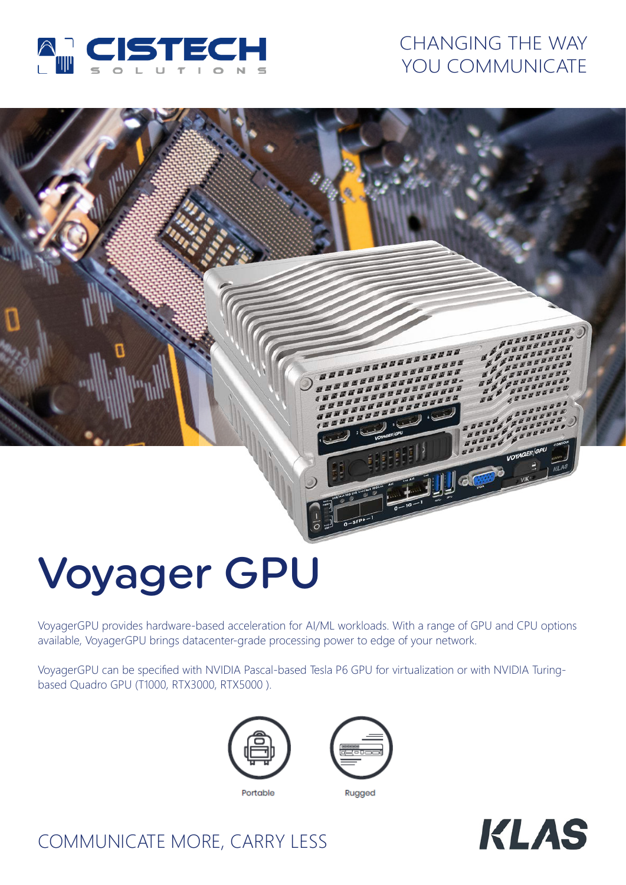CISTECH SOLUTIONS

CHANGING THE WAY YOU COMMUNICATE

# Voyager GPU

VoyagerGPU provides hardware-based acceleration for AI/ML workloads. With a range of GPU and CPU options available, VoyagerGPU brings datacenter-grade processing power to edge of your network.

VoyagerGPU can be specified with NVIDIA Pascal-based Tesla P6 GPU for virtualization or with NVIDIA Turing-based Quadro GPU (T1000, RTX3000, RTX5000 ).

Portable

Rugged

COMMUNICATE MORE, CARRY LESS

KLAS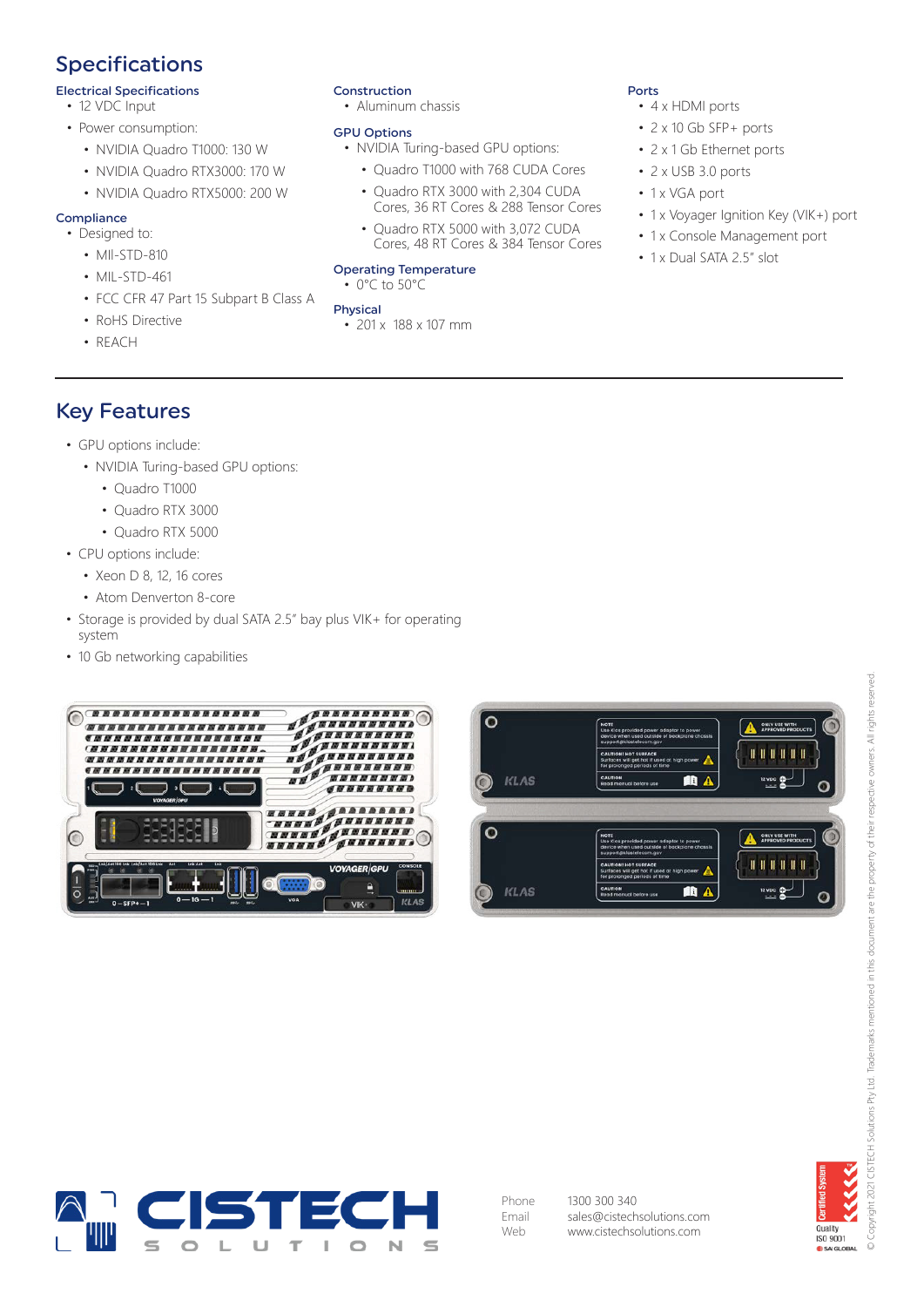# Specifications

### Electrical Specifications

- 12 VDC Input
- Power consumption:
  - NVIDIA Quadro T1000: 130 W
  - NVIDIA Quadro RTX3000: 170 W
  - NVIDIA Quadro RTX5000: 200 W

### Compliance

- Designed to:
  - MIl-STD-810
  - MIL-STD-461
  - FCC CFR 47 Part 15 Subpart B Class A
  - RoHS Directive
  - REACH

### Construction

- Aluminum chassis

### GPU Options

- NVIDIA Turing-based GPU options:
  - Quadro T1000 with 768 CUDA Cores
  - Quadro RTX 3000 with 2,304 CUDA Cores, 36 RT Cores & 288 Tensor Cores
  - Quadro RTX 5000 with 3,072 CUDA Cores, 48 RT Cores & 384 Tensor Cores

### Operating Temperature

- 0°C to 50°C

### Physical

- 201 x 188 x 107 mm

### Ports

- 4 x HDMI ports
- 2 x 10 Gb SFP+ ports
- 2 x 1 Gb Ethernet ports
- 2 x USB 3.0 ports
- 1 x VGA port
- 1 x Voyager Ignition Key (VIK+) port
- 1 x Console Management port
- 1 x Dual SATA 2.5" slot

# Key Features

- GPU options include:
  - NVIDIA Turing-based GPU options:
    - Quadro T1000
    - Quadro RTX 3000
    - Quadro RTX 5000
- CPU options include:
  - Xeon D 8, 12, 16 cores
  - Atom Denverton 8-core
- Storage is provided by dual SATA 2.5" bay plus VIK+ for operating system
- 10 Gb networking capabilities

CISTECH SOLUTIONS

Phone 1300 300 340
Email sales@cistechsolutions.com
Web www.cistechsolutions.com

Certified System Quality ISO 9001 SAI GLOBAL

© Copyright 2021 CISTECH Solutions Pty Ltd. Trademarks mentioned in this document are the property of their respective owners. All rights reserved.